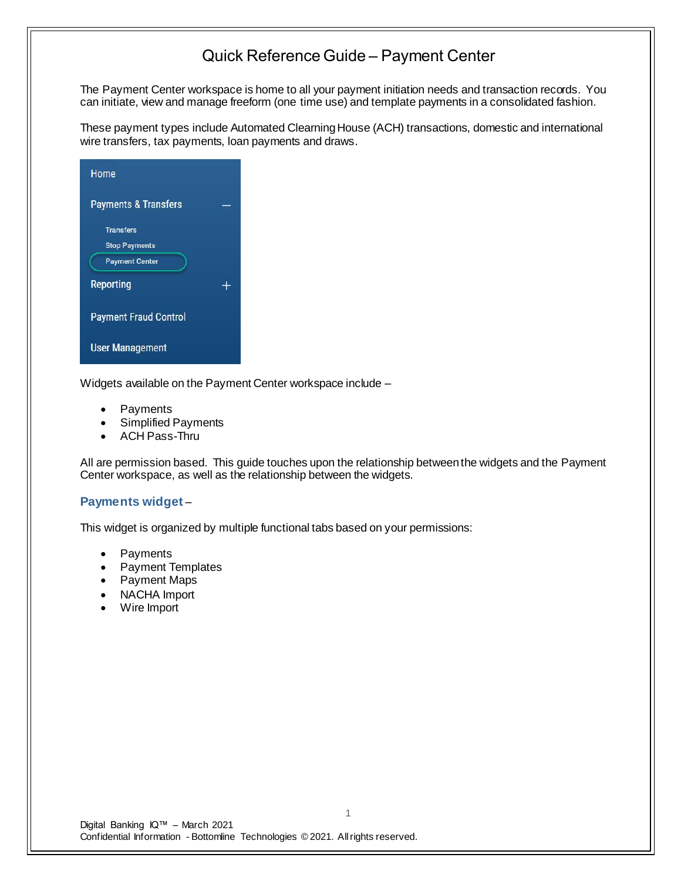# Quick Reference Guide – Payment Center

The Payment Center workspace is home to all your payment initiation needs and transaction records. You can initiate, view and manage freeform (one time use) and template payments in a consolidated fashion.

These payment types include Automated Clearning House (ACH) transactions, domestic and international wire transfers, tax payments, loan payments and draws.

Widgets available on the Payment Center workspace include –

- Payments
- Simplified Payments
- ACH Pass-Thru

All are permission based. This guide touches upon the relationship between the widgets and the Payment Center workspace, as well as the relationship between the widgets.

### Payments widget –

This widget is organized by multiple functional tabs based on your permissions:

- Payments
- Payment Templates
- Payment Maps
- NACHA Import
- Wire Import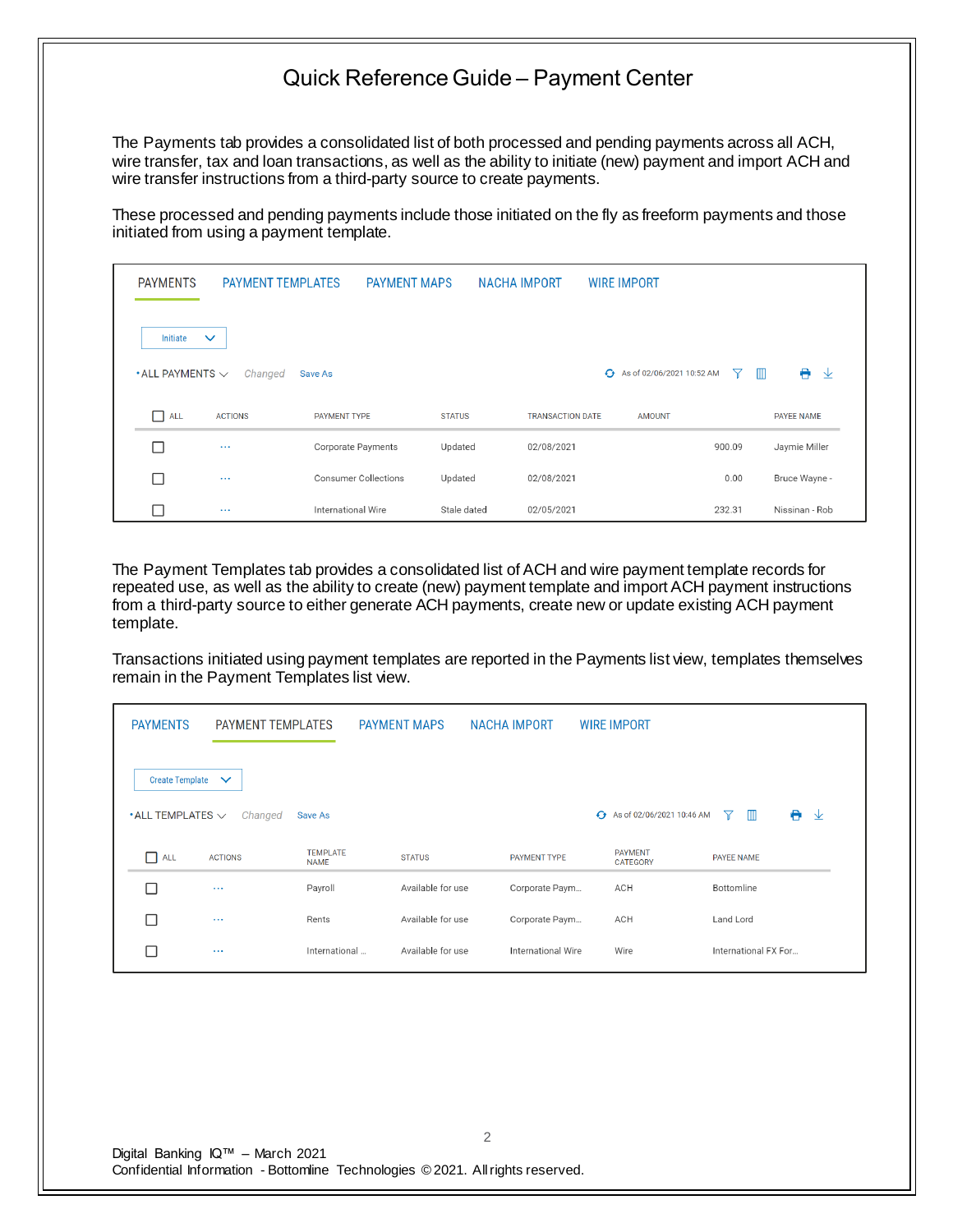# Quick Reference Guide – Payment Center

The Payments tab provides a consolidated list of both processed and pending payments across all ACH, wire transfer, tax and loan transactions, as well as the ability to initiate (new) payment and import ACH and wire transfer instructions from a third-party source to create payments.

These processed and pending payments include those initiated on the fly as freeform payments and those initiated from using a payment template.

PAYMENTS | PAYMENT TEMPLATES | PAYMENT MAPS | NACHA IMPORT | WIRE IMPORT

Initiate

• ALL PAYMENTS  Changed  Save As  As of 02/06/2021 10:52 AM

| ALL | ACTIONS | PAYMENT TYPE | STATUS | TRANSACTION DATE | AMOUNT | PAYEE NAME |
|---|---|---|---|---|---|---|
| ☐ | ... | Corporate Payments | Updated | 02/08/2021 | 900.09 | Jaymie Miller |
| ☐ | ... | Consumer Collections | Updated | 02/08/2021 | 0.00 | Bruce Wayne - |
| ☐ | ... | International Wire | Stale dated | 02/05/2021 | 232.31 | Nissinan - Rob |

The Payment Templates tab provides a consolidated list of ACH and wire payment template records for repeated use, as well as the ability to create (new) payment template and import ACH payment instructions from a third-party source to either generate ACH payments, create new or update existing ACH payment template.

Transactions initiated using payment templates are reported in the Payments list view, templates themselves remain in the Payment Templates list view.

PAYMENTS | PAYMENT TEMPLATES | PAYMENT MAPS | NACHA IMPORT | WIRE IMPORT

Create Template

• ALL TEMPLATES  Changed  Save As  As of 02/06/2021 10:46 AM

| ALL | ACTIONS | TEMPLATE NAME | STATUS | PAYMENT TYPE | PAYMENT CATEGORY | PAYEE NAME |
|---|---|---|---|---|---|---|
| ☐ | ... | Payroll | Available for use | Corporate Paym... | ACH | Bottomline |
| ☐ | ... | Rents | Available for use | Corporate Paym... | ACH | Land Lord |
| ☐ | ... | International ... | Available for use | International Wire | Wire | International FX For... |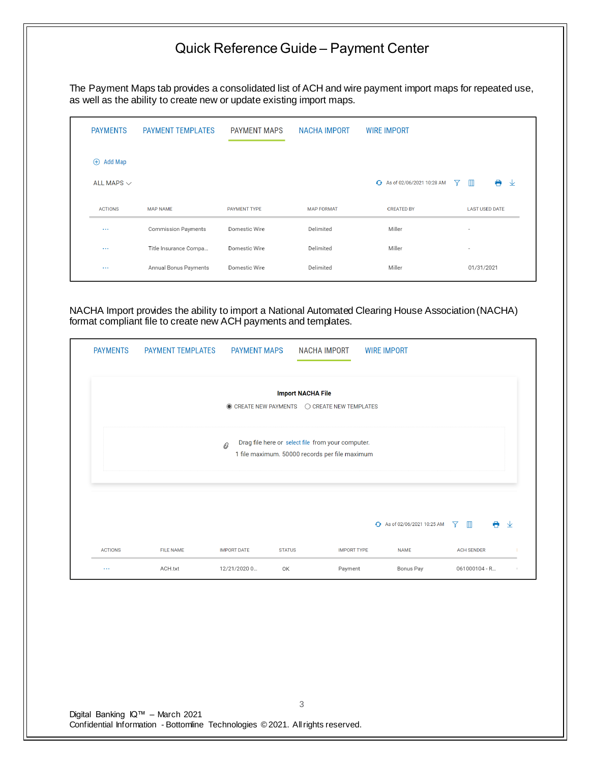# Quick Reference Guide – Payment Center

The Payment Maps tab provides a consolidated list of ACH and wire payment import maps for repeated use, as well as the ability to create new or update existing import maps.

PAYMENTS | PAYMENT TEMPLATES | PAYMENT MAPS | NACHA IMPORT | WIRE IMPORT

⊕ Add Map

ALL MAPS

As of 02/06/2021 10:28 AM

| ACTIONS | MAP NAME | PAYMENT TYPE | MAP FORMAT | CREATED BY | LAST USED DATE |
|---|---|---|---|---|---|
| ... | Commission Payments | Domestic Wire | Delimited | Miller | - |
| ... | Title Insurance Compa... | Domestic Wire | Delimited | Miller | - |
| ... | Annual Bonus Payments | Domestic Wire | Delimited | Miller | 01/31/2021 |

NACHA Import provides the ability to import a National Automated Clearing House Association (NACHA) format compliant file to create new ACH payments and templates.

PAYMENTS | PAYMENT TEMPLATES | PAYMENT MAPS | NACHA IMPORT | WIRE IMPORT

**Import NACHA File**

◉ CREATE NEW PAYMENTS ○ CREATE NEW TEMPLATES

Drag file here or select file from your computer.
1 file maximum. 50000 records per file maximum

As of 02/06/2021 10:25 AM

| ACTIONS | FILE NAME | IMPORT DATE | STATUS | IMPORT TYPE | NAME | ACH SENDER |
|---|---|---|---|---|---|---|
| ... | ACH.txt | 12/21/2020 0... | OK | Payment | Bonus Pay | 061000104 - R... |

Digital Banking IQ™ – March 2021
Confidential Information - Bottomline Technologies © 2021. All rights reserved.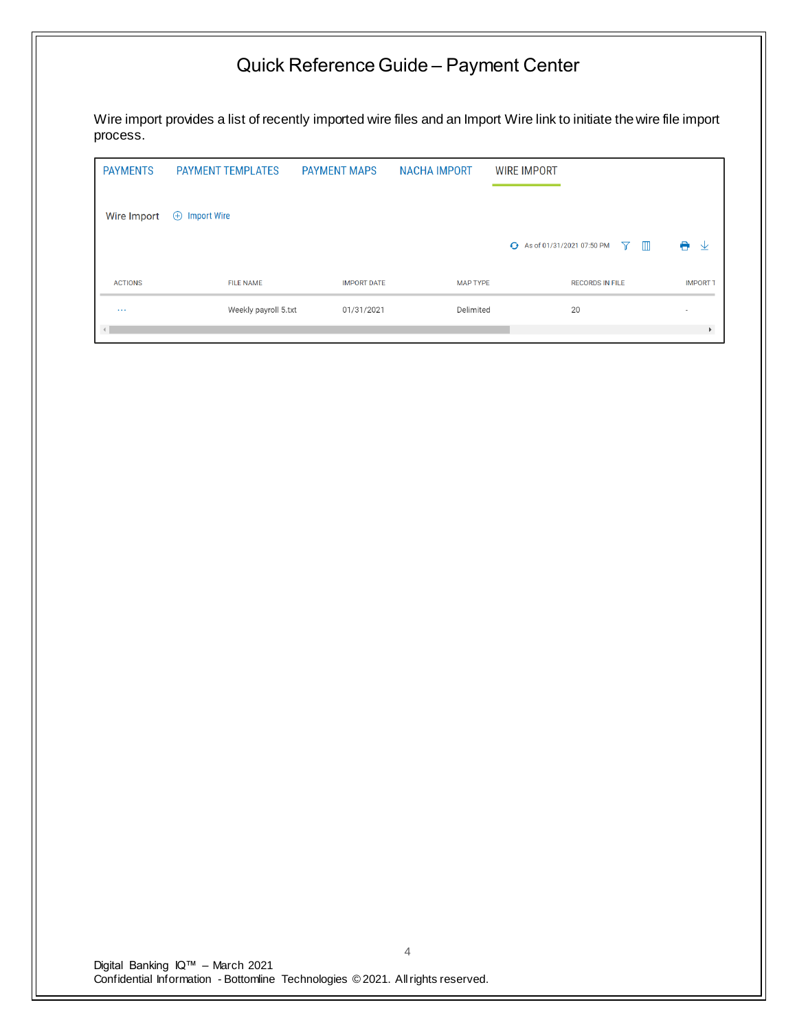Wire import provides a list of recently imported wire files and an Import Wire link to initiate the wire file import process.

PAYMENTS | PAYMENT TEMPLATES | PAYMENT MAPS | NACHA IMPORT | WIRE IMPORT

Wire Import ⊕ Import Wire

As of 01/31/2021 07:50 PM

| ACTIONS | FILE NAME | IMPORT DATE | MAP TYPE | RECORDS IN FILE | IMPORT T |
|---|---|---|---|---|---|
| ... | Weekly payroll 5.txt | 01/31/2021 | Delimited | 20 | - |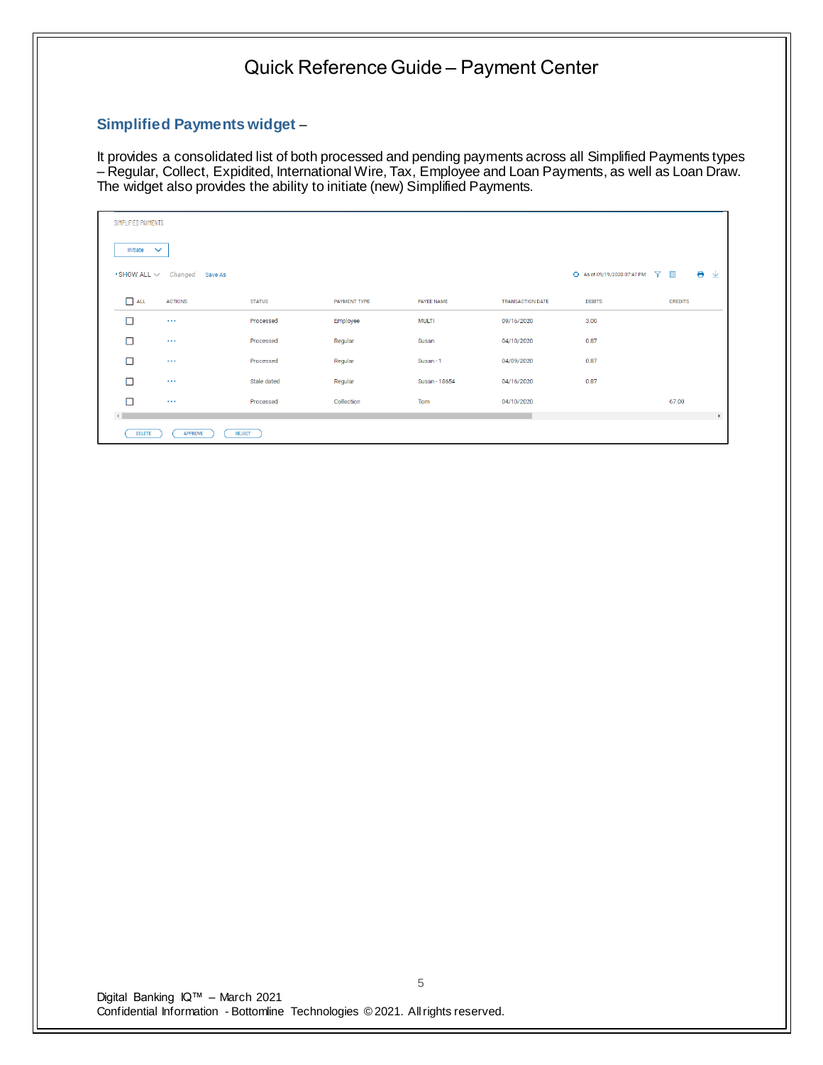# Quick Reference Guide – Payment Center

## Simplified Payments widget –

It provides a consolidated list of both processed and pending payments across all Simplified Payments types – Regular, Collect, Expidited, International Wire, Tax, Employee and Loan Payments, as well as Loan Draw. The widget also provides the ability to initiate (new) Simplified Payments.

SIMPLIFIED PAYMENTS

Initiate

SHOW ALL  Changed  Save As  As of 09/19/2020 07:47 PM

| ALL | ACTIONS | STATUS | PAYMENT TYPE | PAYEE NAME | TRANSACTION DATE | DEBITS | CREDITS |
|---|---|---|---|---|---|---|---|
| ☐ | ··· | Processed | Employee | MULTI | 09/16/2020 | 3.00 | |
| ☐ | ··· | Processed | Regular | Susan | 04/10/2020 | 0.87 | |
| ☐ | ··· | Processed | Regular | Susan - 1 | 04/09/2020 | 0.87 | |
| ☐ | ··· | Stale dated | Regular | Susan - 18654 | 04/16/2020 | 0.87 | |
| ☐ | ··· | Processed | Collection | Tom | 04/10/2020 | | 67.00 |

DELETE  APPROVE  REJECT

Digital Banking IQ™ – March 2021
Confidential Information - Bottomline Technologies © 2021. All rights reserved.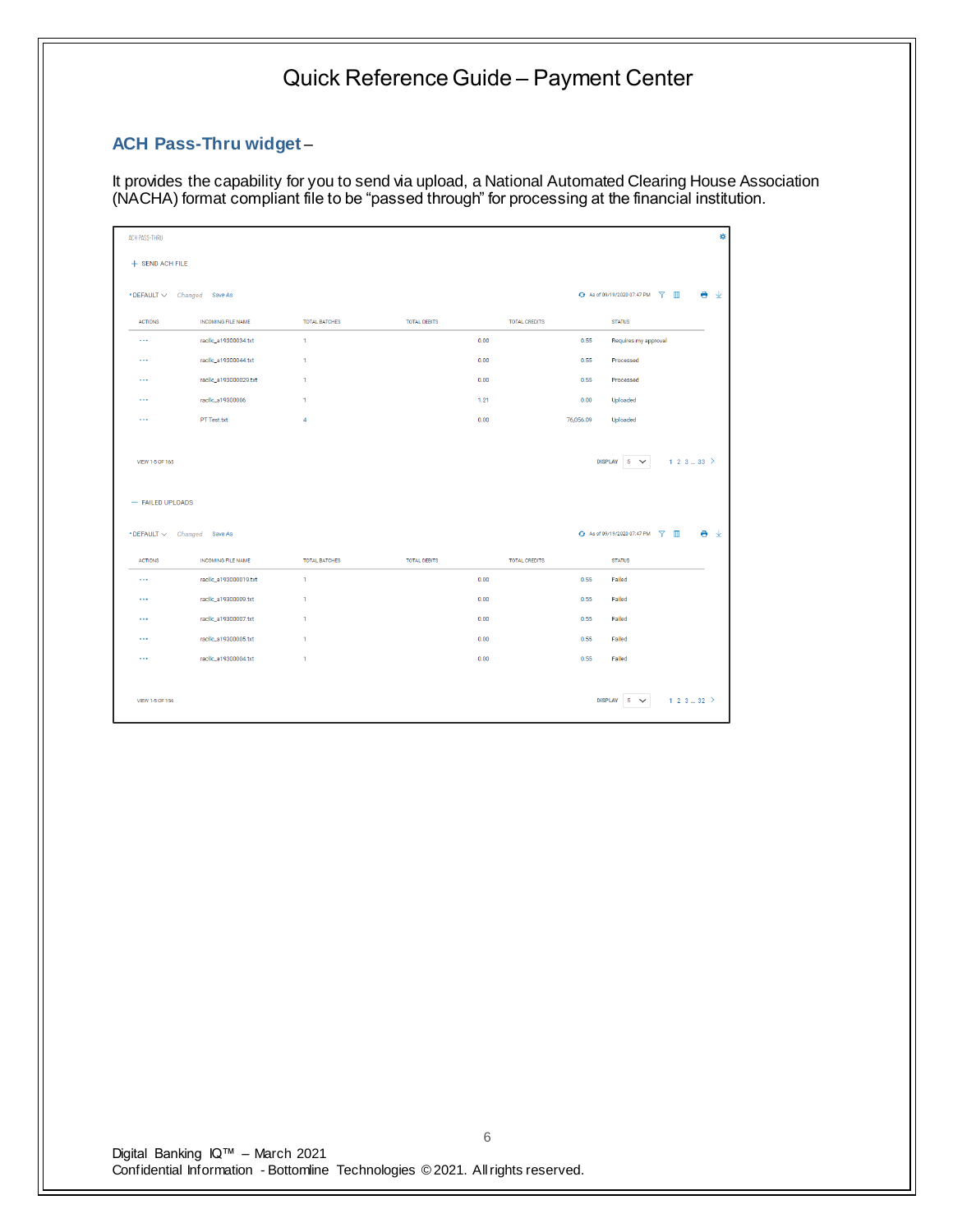## ACH Pass-Thru widget –

It provides the capability for you to send via upload, a National Automated Clearing House Association (NACHA) format compliant file to be "passed through" for processing at the financial institution.

ACH PASS-THRU

\+ SEND ACH FILE

\* DEFAULT ∨ Changed Save As

As of 09/19/2020 07:47 PM

| ACTIONS | INCOMING FILE NAME | TOTAL BATCHES | TOTAL DEBITS | TOTAL CREDITS | STATUS |
|---|---|---|---|---|---|
| ... | raclic_a19300034.txt | 1 | 0.00 | 0.55 | Requires my approval |
| ... | raclic_a19300044.txt | 1 | 0.00 | 0.55 | Processed |
| ... | raclic_a193000029.txt | 1 | 0.00 | 0.55 | Processed |
| ... | raclic_a19300006 | 1 | 1.21 | 0.00 | Uploaded |
| ... | PT Test.txt | 4 | 0.00 | 76,056.09 | Uploaded |

VIEW 1-5 OF 165 DISPLAY 5 1 2 3 ... 33 >

— FAILED UPLOADS

\* DEFAULT ∨ Changed Save As

As of 09/19/2020 07:47 PM

| ACTIONS | INCOMING FILE NAME | TOTAL BATCHES | TOTAL DEBITS | TOTAL CREDITS | STATUS |
|---|---|---|---|---|---|
| ... | raclic_a193000010.txt | 1 | 0.00 | 0.55 | Failed |
| ... | raclic_a19300009.txt | 1 | 0.00 | 0.55 | Failed |
| ... | raclic_a19300007.txt | 1 | 0.00 | 0.55 | Failed |
| ... | raclic_a19300005.txt | 1 | 0.00 | 0.55 | Failed |
| ... | raclic_a19300004.txt | 1 | 0.00 | 0.55 | Failed |

VIEW 1-5 OF 156 DISPLAY 5 1 2 3 ... 32 >